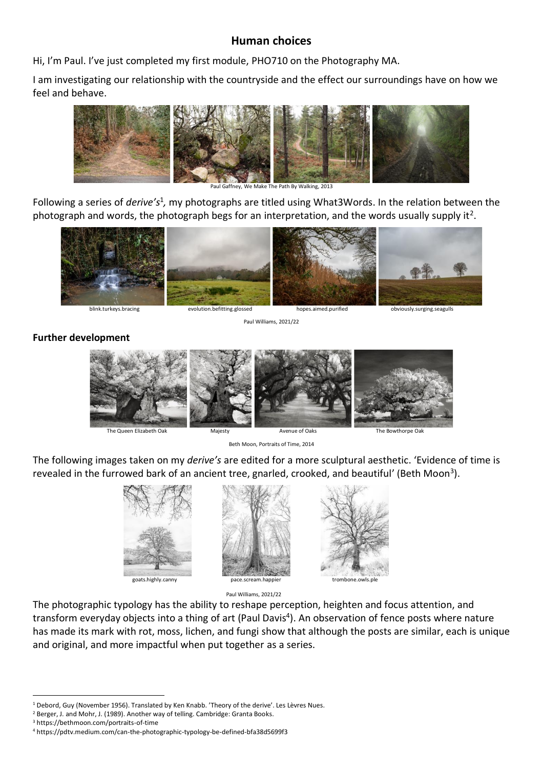## Human choices

Hi, I'm Paul. I've just completed my first module, PHO710 on the Photography MA.

I am investigating our relationship with the countryside and the effect our surroundings have on how we feel and behave.

Paul Gaffney, We Make The Path By Walking, 2013

Following a series of *derive's*[1], my photographs are titled using What3Words. In the relation between the photograph and words, the photograph begs for an interpretation, and the words usually supply it[2].

blink.turkeys.bracing

evolution.befitting.glossed

hopes.aimed.purified

obviously.surging.seagulls

Paul Williams, 2021/22

### Further development

The Queen Elizabeth Oak

Majesty

Avenue of Oaks

The Bowthorpe Oak

Beth Moon, Portraits of Time, 2014

The following images taken on my *derive's* are edited for a more sculptural aesthetic. 'Evidence of time is revealed in the furrowed bark of an ancient tree, gnarled, crooked, and beautiful' (Beth Moon[3]).

goats.highly.canny

pace.scream.happier

trombone.owls.ple

Paul Williams, 2021/22

The photographic typology has the ability to reshape perception, heighten and focus attention, and transform everyday objects into a thing of art (Paul Davis[4]). An observation of fence posts where nature has made its mark with rot, moss, lichen, and fungi show that although the posts are similar, each is unique and original, and more impactful when put together as a series.

---

[1] Debord, Guy (November 1956). Translated by Ken Knabb. 'Theory of the derive'. Les Lèvres Nues.

[2] Berger, J. and Mohr, J. (1989). Another way of telling. Cambridge: Granta Books.

[3] https://bethmoon.com/portraits-of-time

[4] https://pdtv.medium.com/can-the-photographic-typology-be-defined-bfa38d5699f3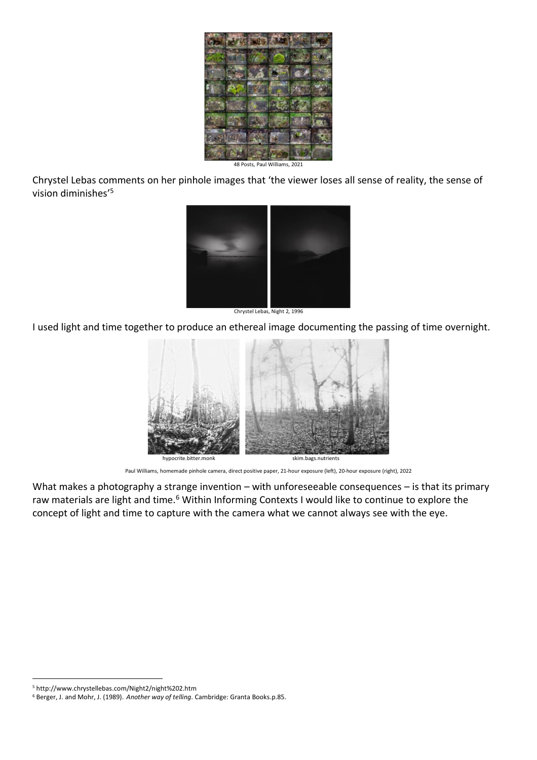48 Posts, Paul Williams, 2021

Chrystel Lebas comments on her pinhole images that 'the viewer loses all sense of reality, the sense of vision diminishes'[5]

Chrystel Lebas, Night 2, 1996

I used light and time together to produce an ethereal image documenting the passing of time overnight.

hypocrite.bitter.monk skim.bags.nutrients

Paul Williams, homemade pinhole camera, direct positive paper, 21-hour exposure (left), 20-hour exposure (right), 2022

What makes a photography a strange invention – with unforeseeable consequences – is that its primary raw materials are light and time.[6] Within Informing Contexts I would like to continue to explore the concept of light and time to capture with the camera what we cannot always see with the eye.

[5] http://www.chrystellebas.com/Night2/night%202.htm

[6] Berger, J. and Mohr, J. (1989). *Another way of telling*. Cambridge: Granta Books.p.85.